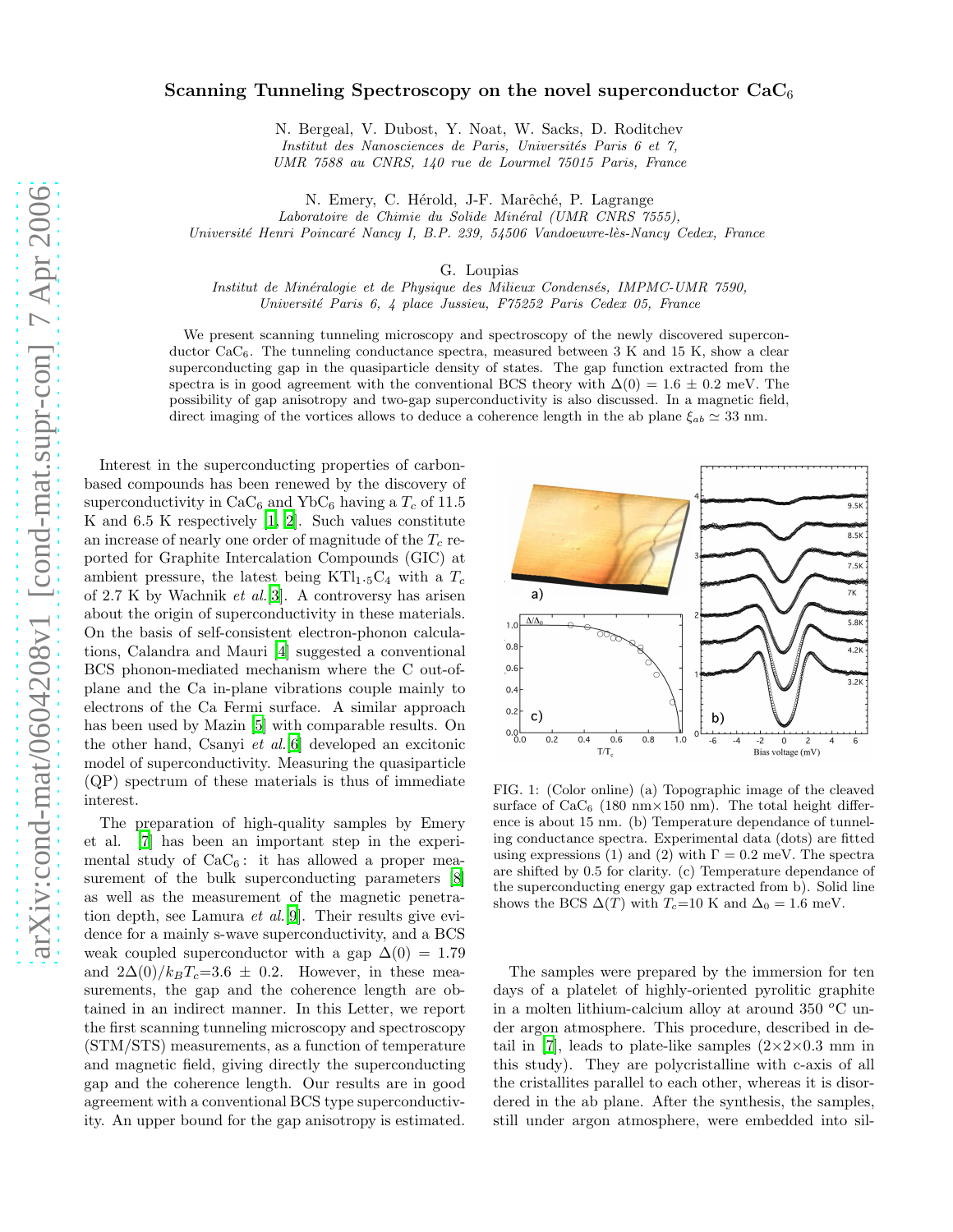# Scanning Tunneling Spectroscopy on the novel superconductor $CaC_6$

N. Bergeal, V. Dubost, Y. Noat, W. Sacks, D. Roditchev
*Institut des Nanosciences de Paris, Universités Paris 6 et 7, UMR 7588 au CNRS, 140 rue de Lourmel 75015 Paris, France*

N. Emery, C. Hérold, J-F. Marêché, P. Lagrange
*Laboratoire de Chimie du Solide Minéral (UMR CNRS 7555), Université Henri Poincaré Nancy I, B.P. 239, 54506 Vandoeuvre-lès-Nancy Cedex, France*

G. Loupias
*Institut de Minéralogie et de Physique des Milieux Condensés, IMPMC-UMR 7590, Université Paris 6, 4 place Jussieu, F75252 Paris Cedex 05, France*

We present scanning tunneling microscopy and spectroscopy of the newly discovered superconductor $CaC_6$. The tunneling conductance spectra, measured between 3 K and 15 K, show a clear superconducting gap in the quasiparticle density of states. The gap function extracted from the spectra is in good agreement with the conventional BCS theory with $\Delta(0) = 1.6 \pm 0.2$ meV. The possibility of gap anisotropy and two-gap superconductivity is also discussed. In a magnetic field, direct imaging of the vortices allows to deduce a coherence length in the ab plane $\xi_{ab} \simeq 33$ nm.

Interest in the superconducting properties of carbon-based compounds has been renewed by the discovery of superconductivity in $CaC_6$ and $YbC_6$ having a $T_c$ of 11.5 K and 6.5 K respectively [1, 2]. Such values constitute an increase of nearly one order of magnitude of the $T_c$ reported for Graphite Intercalation Compounds (GIC) at ambient pressure, the latest being $KTl_{1.5}C_4$ with a $T_c$ of 2.7 K by Wachnik *et al.*[3]. A controversy has arisen about the origin of superconductivity in these materials. On the basis of self-consistent electron-phonon calculations, Calandra and Mauri [4] suggested a conventional BCS phonon-mediated mechanism where the C out-of-plane and the Ca in-plane vibrations couple mainly to electrons of the Ca Fermi surface. A similar approach has been used by Mazin [5] with comparable results. On the other hand, Csanyi *et al.*[6] developed an excitonic model of superconductivity. Measuring the quasiparticle (QP) spectrum of these materials is thus of immediate interest.

The preparation of high-quality samples by Emery et al. [7] has been an important step in the experimental study of $CaC_6$: it has allowed a proper measurement of the bulk superconducting parameters [8] as well as the measurement of the magnetic penetration depth, see Lamura *et al.*[9]. Their results give evidence for a mainly s-wave superconductivity, and a BCS weak coupled superconductor with a gap $\Delta(0) = 1.79$ and $2\Delta(0)/k_BT_c$=3.6 $\pm$ 0.2. However, in these measurements, the gap and the coherence length are obtained in an indirect manner. In this Letter, we report the first scanning tunneling microscopy and spectroscopy (STM/STS) measurements, as a function of temperature and magnetic field, giving directly the superconducting gap and the coherence length. Our results are in good agreement with a conventional BCS type superconductivity. An upper bound for the gap anisotropy is estimated.

FIG. 1: (Color online) (a) Topographic image of the cleaved surface of $CaC_6$ (180 nm×150 nm). The total height difference is about 15 nm. (b) Temperature dependance of tunneling conductance spectra. Experimental data (dots) are fitted using expressions (1) and (2) with $\Gamma = 0.2$ meV. The spectra are shifted by 0.5 for clarity. (c) Temperature dependance of the superconducting energy gap extracted from b). Solid line shows the BCS $\Delta(T)$ with $T_c$=10 K and $\Delta_0 = 1.6$ meV.

The samples were prepared by the immersion for ten days of a platelet of highly-oriented pyrolitic graphite in a molten lithium-calcium alloy at around 350 $^o$C under argon atmosphere. This procedure, described in detail in [7], leads to plate-like samples (2×2×0.3 mm in this study). They are polycristalline with c-axis of all the cristallites parallel to each other, whereas it is disordered in the ab plane. After the synthesis, the samples, still under argon atmosphere, were embedded into sil-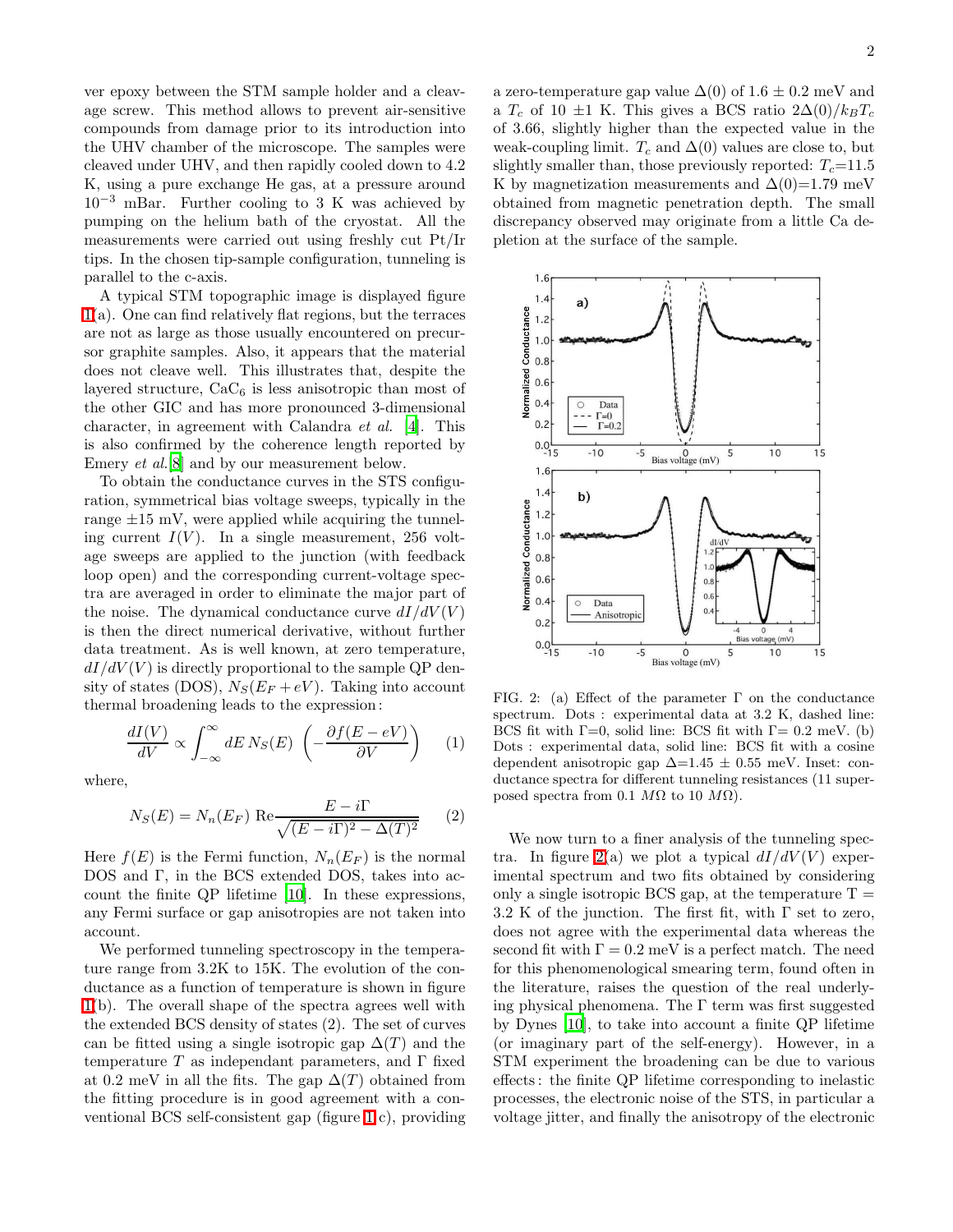ver epoxy between the STM sample holder and a cleavage screw. This method allows to prevent air-sensitive compounds from damage prior to its introduction into the UHV chamber of the microscope. The samples were cleaved under UHV, and then rapidly cooled down to 4.2 K, using a pure exchange He gas, at a pressure around $10^{-3}$ mBar. Further cooling to 3 K was achieved by pumping on the helium bath of the cryostat. All the measurements were carried out using freshly cut Pt/Ir tips. In the chosen tip-sample configuration, tunneling is parallel to the c-axis.

A typical STM topographic image is displayed figure 1(a). One can find relatively flat regions, but the terraces are not as large as those usually encountered on precursor graphite samples. Also, it appears that the material does not cleave well. This illustrates that, despite the layered structure, $CaC_6$ is less anisotropic than most of the other GIC and has more pronounced 3-dimensional character, in agreement with Calandra *et al.* [4]. This is also confirmed by the coherence length reported by Emery *et al.*[8] and by our measurement below.

To obtain the conductance curves in the STS configuration, symmetrical bias voltage sweeps, typically in the range ±15 mV, were applied while acquiring the tunneling current $I(V)$. In a single measurement, 256 voltage sweeps are applied to the junction (with feedback loop open) and the corresponding current-voltage spectra are averaged in order to eliminate the major part of the noise. The dynamical conductance curve $dI/dV(V)$ is then the direct numerical derivative, without further data treatment. As is well known, at zero temperature, $dI/dV(V)$ is directly proportional to the sample QP density of states (DOS), $N_S(E_F + eV)$. Taking into account thermal broadening leads to the expression :

$$\frac{dI(V)}{dV} \propto \int_{-\infty}^{\infty} dE\, N_S(E) \left(-\frac{\partial f(E-eV)}{\partial V}\right) \quad (1)$$

where,

$$N_S(E) = N_n(E_F)\ \mathrm{Re}\frac{E - i\Gamma}{\sqrt{(E-i\Gamma)^2 - \Delta(T)^2}} \quad (2)$$

Here $f(E)$ is the Fermi function, $N_n(E_F)$ is the normal DOS and $\Gamma$, in the BCS extended DOS, takes into account the finite QP lifetime [10]. In these expressions, any Fermi surface or gap anisotropies are not taken into account.

We performed tunneling spectroscopy in the temperature range from 3.2K to 15K. The evolution of the conductance as a function of temperature is shown in figure 1(b). The overall shape of the spectra agrees well with the extended BCS density of states (2). The set of curves can be fitted using a single isotropic gap $\Delta(T)$ and the temperature $T$ as independant parameters, and $\Gamma$ fixed at 0.2 meV in all the fits. The gap $\Delta(T)$ obtained from the fitting procedure is in good agreement with a conventional BCS self-consistent gap (figure 1 c), providing a zero-temperature gap value $\Delta(0)$ of 1.6 ± 0.2 meV and a $T_c$ of 10 ±1 K. This gives a BCS ratio $2\Delta(0)/k_BT_c$ of 3.66, slightly higher than the expected value in the weak-coupling limit. $T_c$ and $\Delta(0)$ values are close to, but slightly smaller than, those previously reported: $T_c$=11.5 K by magnetization measurements and $\Delta(0)$=1.79 meV obtained from magnetic penetration depth. The small discrepancy observed may originate from a little Ca depletion at the surface of the sample.

FIG. 2: (a) Effect of the parameter $\Gamma$ on the conductance spectrum. Dots : experimental data at 3.2 K, dashed line: BCS fit with $\Gamma$=0, solid line: BCS fit with $\Gamma$= 0.2 meV. (b) Dots : experimental data, solid line: BCS fit with a cosine dependent anisotropic gap $\Delta$=1.45 ± 0.55 meV. Inset: conductance spectra for different tunneling resistances (11 superposed spectra from 0.1 $M\Omega$ to 10 $M\Omega$).

We now turn to a finer analysis of the tunneling spectra. In figure 2(a) we plot a typical $dI/dV(V)$ experimental spectrum and two fits obtained by considering only a single isotropic BCS gap, at the temperature T = 3.2 K of the junction. The first fit, with $\Gamma$ set to zero, does not agree with the experimental data whereas the second fit with $\Gamma$ = 0.2 meV is a perfect match. The need for this phenomenological smearing term, found often in the literature, raises the question of the real underlying physical phenomena. The $\Gamma$ term was first suggested by Dynes [10], to take into account a finite QP lifetime (or imaginary part of the self-energy). However, in a STM experiment the broadening can be due to various effects : the finite QP lifetime corresponding to inelastic processes, the electronic noise of the STS, in particular a voltage jitter, and finally the anisotropy of the electronic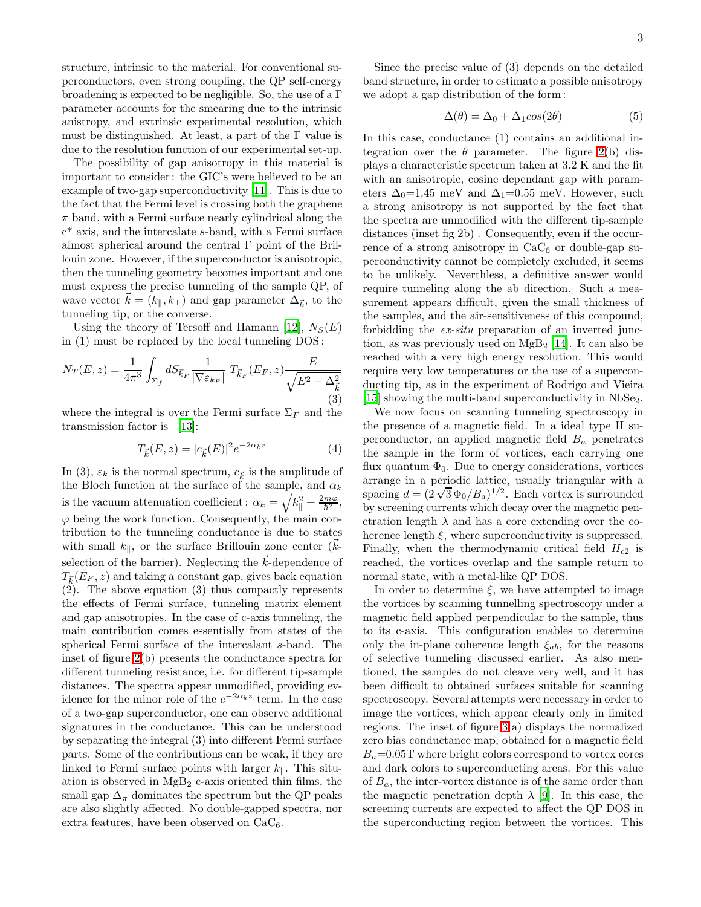structure, intrinsic to the material. For conventional superconductors, even strong coupling, the QP self-energy broadening is expected to be negligible. So, the use of a Γ parameter accounts for the smearing due to the intrinsic anistropy, and extrinsic experimental resolution, which must be distinguished. At least, a part of the Γ value is due to the resolution function of our experimental set-up.

The possibility of gap anisotropy in this material is important to consider : the GIC's were believed to be an example of two-gap superconductivity [11]. This is due to the fact that the Fermi level is crossing both the graphene $\pi$ band, with a Fermi surface nearly cylindrical along the c* axis, and the intercalate $s$-band, with a Fermi surface almost spherical around the central Γ point of the Brillouin zone. However, if the superconductor is anisotropic, then the tunneling geometry becomes important and one must express the precise tunneling of the sample QP, of wave vector $\vec{k} = (k_{\parallel}, k_{\perp})$ and gap parameter $\Delta_{\vec{k}}$, to the tunneling tip, or the converse.

Using the theory of Tersoff and Hamann [12], $N_S(E)$ in (1) must be replaced by the local tunneling DOS :

$$N_T(E, z) = \frac{1}{4\pi^3} \int_{\Sigma_f} dS_{\vec{k}_F} \frac{1}{|\nabla \varepsilon_{k_F}|} \, T_{\vec{k}_F}(E_F, z) \frac{E}{\sqrt{E^2 - \Delta^2_{\vec{k}}}} \tag{3}$$

where the integral is over the Fermi surface $\Sigma_F$ and the transmission factor is [13]:

$$T_{\vec{k}}(E, z) = |c_{\vec{k}}(E)|^2 e^{-2\alpha_k z} \tag{4}$$

In (3), $\varepsilon_k$ is the normal spectrum, $c_{\vec{k}}$ is the amplitude of the Bloch function at the surface of the sample, and $\alpha_k$ is the vacuum attenuation coefficient : $\alpha_k = \sqrt{k_{\parallel}^2 + \frac{2m\varphi}{\hbar^2}}$, $\varphi$ being the work function. Consequently, the main contribution to the tunneling conductance is due to states with small $k_{\parallel}$, or the surface Brillouin zone center ($\vec{k}$-selection of the barrier). Neglecting the $\vec{k}$-dependence of $T_{\vec{k}}(E_F, z)$ and taking a constant gap, gives back equation (2). The above equation (3) thus compactly represents the effects of Fermi surface, tunneling matrix element and gap anisotropies. In the case of c-axis tunneling, the main contribution comes essentially from states of the spherical Fermi surface of the intercalant $s$-band. The inset of figure 2(b) presents the conductance spectra for different tunneling resistance, i.e. for different tip-sample distances. The spectra appear unmodified, providing evidence for the minor role of the $e^{-2\alpha_k z}$ term. In the case of a two-gap superconductor, one can observe additional signatures in the conductance. This can be understood by separating the integral (3) into different Fermi surface parts. Some of the contributions can be weak, if they are linked to Fermi surface points with larger $k_{\parallel}$. This situation is observed in $MgB_2$ c-axis oriented thin films, the small gap $\Delta_\pi$ dominates the spectrum but the QP peaks are also slightly affected. No double-gapped spectra, nor extra features, have been observed on $CaC_6$.

Since the precise value of (3) depends on the detailed band structure, in order to estimate a possible anisotropy we adopt a gap distribution of the form :

$$\Delta(\theta) = \Delta_0 + \Delta_1 cos(2\theta) \tag{5}$$

In this case, conductance (1) contains an additional integration over the $\theta$ parameter. The figure 2(b) displays a characteristic spectrum taken at 3.2 K and the fit with an anisotropic, cosine dependant gap with parameters $\Delta_0$=1.45 meV and $\Delta_1$=0.55 meV. However, such a strong anisotropy is not supported by the fact that the spectra are unmodified with the different tip-sample distances (inset fig 2b) . Consequently, even if the occurrence of a strong anisotropy in $CaC_6$ or double-gap superconductivity cannot be completely excluded, it seems to be unlikely. Nevertheless, a definitive answer would require tunneling along the ab direction. Such a measurement appears difficult, given the small thickness of the samples, and the air-sensitiveness of this compound, forbidding the *ex-situ* preparation of an inverted junction, as was previously used on $MgB_2$ [14]. It can also be reached with a very high energy resolution. This would require very low temperatures or the use of a superconducting tip, as in the experiment of Rodrigo and Vieira [15] showing the multi-band superconductivity in $NbSe_2$.

We now focus on scanning tunneling spectroscopy in the presence of a magnetic field. In a ideal type II superconductor, an applied magnetic field $B_a$ penetrates the sample in the form of vortices, each carrying one flux quantum $\Phi_0$. Due to energy considerations, vortices arrange in a periodic lattice, usually triangular with a spacing $d = (2\sqrt{3}\,\Phi_0/B_a)^{1/2}$. Each vortex is surrounded by screening currents which decay over the magnetic penetration length $\lambda$ and has a core extending over the coherence length $\xi$, where superconductivity is suppressed. Finally, when the thermodynamic critical field $H_{c2}$ is reached, the vortices overlap and the sample return to normal state, with a metal-like QP DOS.

In order to determine $\xi$, we have attempted to image the vortices by scanning tunnelling spectroscopy under a magnetic field applied perpendicular to the sample, thus to its c-axis. This configuration enables to determine only the in-plane coherence length $\xi_{ab}$, for the reasons of selective tunneling discussed earlier. As also mentioned, the samples do not cleave very well, and it has been difficult to obtained surfaces suitable for scanning spectroscopy. Several attempts were necessary in order to image the vortices, which appear clearly only in limited regions. The inset of figure 3 a) displays the normalized zero bias conductance map, obtained for a magnetic field $B_a$=0.05T where bright colors correspond to vortex cores and dark colors to superconducting areas. For this value of $B_a$, the inter-vortex distance is of the same order than the magnetic penetration depth $\lambda$ [9]. In this case, the screening currents are expected to affect the QP DOS in the superconducting region between the vortices. This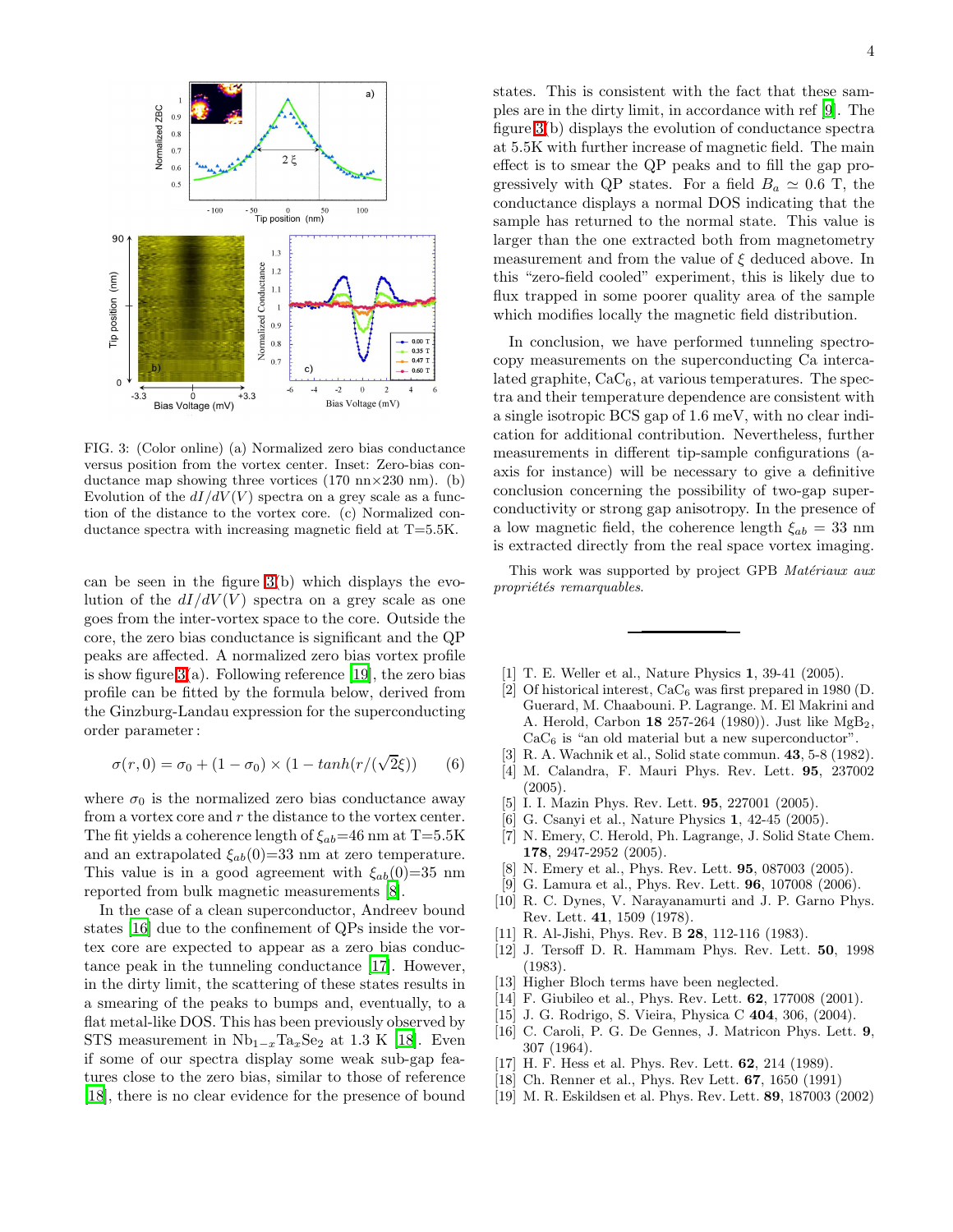a)

Normalized ZBC

1
0.9
0.8
0.7
0.6
0.5

2 ξ

-100 -50 0 50 100

Tip position (nm)

90

Tip position (nm)

0

b)

-3.3 0 +3.3

Bias Voltage (mV)

1.3
1.2
1.1
1
0.9
0.8
0.7

Normalized Conductance

c)

0.00 T
0.35 T
0.47 T
0.60 T

-6 -4 -2 0 2 4 6

Bias Voltage (mV)

FIG. 3: (Color online) (a) Normalized zero bias conductance versus position from the vortex center. Inset: Zero-bias conductance map showing three vortices (170 nn×230 nm). (b) Evolution of the $dI/dV(V)$ spectra on a grey scale as a function of the distance to the vortex core. (c) Normalized conductance spectra with increasing magnetic field at T=5.5K.

can be seen in the figure 3(b) which displays the evolution of the $dI/dV(V)$ spectra on a grey scale as one goes from the inter-vortex space to the core. Outside the core, the zero bias conductance is significant and the QP peaks are affected. A normalized zero bias vortex profile is show figure 3(a). Following reference [19], the zero bias profile can be fitted by the formula below, derived from the Ginzburg-Landau expression for the superconducting order parameter :

$$\sigma(r, 0) = \sigma_0 + (1 - \sigma_0) \times (1 - tanh(r/(\sqrt{2}\xi)) \qquad (6)$$

where $\sigma_0$ is the normalized zero bias conductance away from a vortex core and $r$ the distance to the vortex center. The fit yields a coherence length of $\xi_{ab}$=46 nm at T=5.5K and an extrapolated $\xi_{ab}(0)$=33 nm at zero temperature. This value is in a good agreement with $\xi_{ab}(0)$=35 nm reported from bulk magnetic measurements [8].

In the case of a clean superconductor, Andreev bound states [16] due to the confinement of QPs inside the vortex core are expected to appear as a zero bias conductance peak in the tunneling conductance [17]. However, in the dirty limit, the scattering of these states results in a smearing of the peaks to bumps and, eventually, to a flat metal-like DOS. This has been previously observed by STS measurement in $Nb_{1-x}Ta_xSe_2$ at 1.3 K [18]. Even if some of our spectra display some weak sub-gap features close to the zero bias, similar to those of reference [18], there is no clear evidence for the presence of bound states. This is consistent with the fact that these samples are in the dirty limit, in accordance with ref [9]. The figure 3(b) displays the evolution of conductance spectra at 5.5K with further increase of magnetic field. The main effect is to smear the QP peaks and to fill the gap progressively with QP states. For a field $B_a \simeq 0.6$ T, the conductance displays a normal DOS indicating that the sample has returned to the normal state. This value is larger than the one extracted both from magnetometry measurement and from the value of $\xi$ deduced above. In this "zero-field cooled" experiment, this is likely due to flux trapped in some poorer quality area of the sample which modifies locally the magnetic field distribution.

In conclusion, we have performed tunneling spectrocopy measurements on the superconducting Ca intercalated graphite, $CaC_6$, at various temperatures. The spectra and their temperature dependence are consistent with a single isotropic BCS gap of 1.6 meV, with no clear indication for additional contribution. Nevertheless, further measurements in different tip-sample configurations (a-axis for instance) will be necessary to give a definitive conclusion concerning the possibility of two-gap superconductivity or strong gap anisotropy. In the presence of a low magnetic field, the coherence length $\xi_{ab}$ = 33 nm is extracted directly from the real space vortex imaging.

This work was supported by project GPB *Matériaux aux propriétés remarquables*.

---

[1] T. E. Weller et al., Nature Physics **1**, 39-41 (2005).
[2] Of historical interest, $CaC_6$ was first prepared in 1980 (D. Guerard, M. Chaabouni. P. Lagrange. M. El Makrini and A. Herold, Carbon **18** 257-264 (1980)). Just like $MgB_2$, $CaC_6$ is "an old material but a new superconductor".
[3] R. A. Wachnik et al., Solid state commun. **43**, 5-8 (1982).
[4] M. Calandra, F. Mauri Phys. Rev. Lett. **95**, 237002 (2005).
[5] I. I. Mazin Phys. Rev. Lett. **95**, 227001 (2005).
[6] G. Csanyi et al., Nature Physics **1**, 42-45 (2005).
[7] N. Emery, C. Herold, Ph. Lagrange, J. Solid State Chem. **178**, 2947-2952 (2005).
[8] N. Emery et al., Phys. Rev. Lett. **95**, 087003 (2005).
[9] G. Lamura et al., Phys. Rev. Lett. **96**, 107008 (2006).
[10] R. C. Dynes, V. Narayanamurti and J. P. Garno Phys. Rev. Lett. **41**, 1509 (1978).
[11] R. Al-Jishi, Phys. Rev. B **28**, 112-116 (1983).
[12] J. Tersoff D. R. Hammam Phys. Rev. Lett. **50**, 1998 (1983).
[13] Higher Bloch terms have been neglected.
[14] F. Giubileo et al., Phys. Rev. Lett. **62**, 177008 (2001).
[15] J. G. Rodrigo, S. Vieira, Physica C **404**, 306, (2004).
[16] C. Caroli, P. G. De Gennes, J. Matricon Phys. Lett. **9**, 307 (1964).
[17] H. F. Hess et al. Phys. Rev. Lett. **62**, 214 (1989).
[18] Ch. Renner et al., Phys. Rev Lett. **67**, 1650 (1991)
[19] M. R. Eskildsen et al. Phys. Rev. Lett. **89**, 187003 (2002)